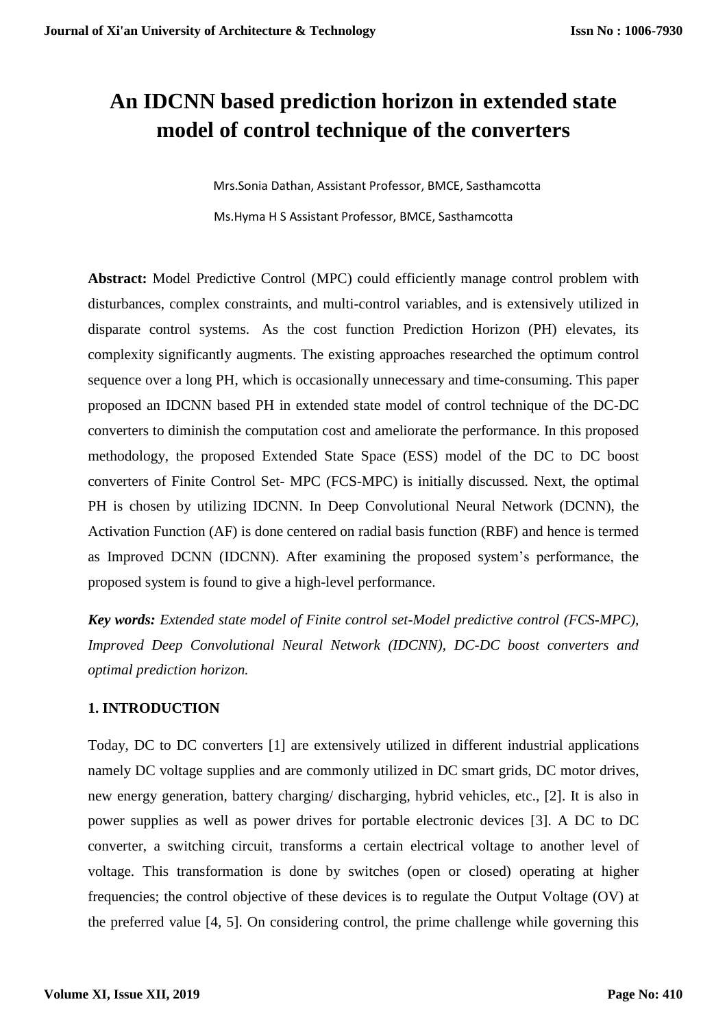# An IDCNN based prediction horizon in extended state model of control technique of the converters

Mrs.Sonia Dathan, Assistant Professor, BMCE, Sasthamcotta

Ms.Hyma H S Assistant Professor, BMCE, Sasthamcotta

**Abstract:** Model Predictive Control (MPC) could efficiently manage control problem with disturbances, complex constraints, and multi-control variables, and is extensively utilized in disparate control systems. As the cost function Prediction Horizon (PH) elevates, its complexity significantly augments. The existing approaches researched the optimum control sequence over a long PH, which is occasionally unnecessary and time-consuming. This paper proposed an IDCNN based PH in extended state model of control technique of the DC-DC converters to diminish the computation cost and ameliorate the performance. In this proposed methodology, the proposed Extended State Space (ESS) model of the DC to DC boost converters of Finite Control Set- MPC (FCS-MPC) is initially discussed. Next, the optimal PH is chosen by utilizing IDCNN. In Deep Convolutional Neural Network (DCNN), the Activation Function (AF) is done centered on radial basis function (RBF) and hence is termed as Improved DCNN (IDCNN). After examining the proposed system's performance, the proposed system is found to give a high-level performance.

***Key words:*** *Extended state model of Finite control set-Model predictive control (FCS-MPC), Improved Deep Convolutional Neural Network (IDCNN), DC-DC boost converters and optimal prediction horizon.*

## 1. INTRODUCTION

Today, DC to DC converters [1] are extensively utilized in different industrial applications namely DC voltage supplies and are commonly utilized in DC smart grids, DC motor drives, new energy generation, battery charging/ discharging, hybrid vehicles, etc., [2]. It is also in power supplies as well as power drives for portable electronic devices [3]. A DC to DC converter, a switching circuit, transforms a certain electrical voltage to another level of voltage. This transformation is done by switches (open or closed) operating at higher frequencies; the control objective of these devices is to regulate the Output Voltage (OV) at the preferred value [4, 5]. On considering control, the prime challenge while governing this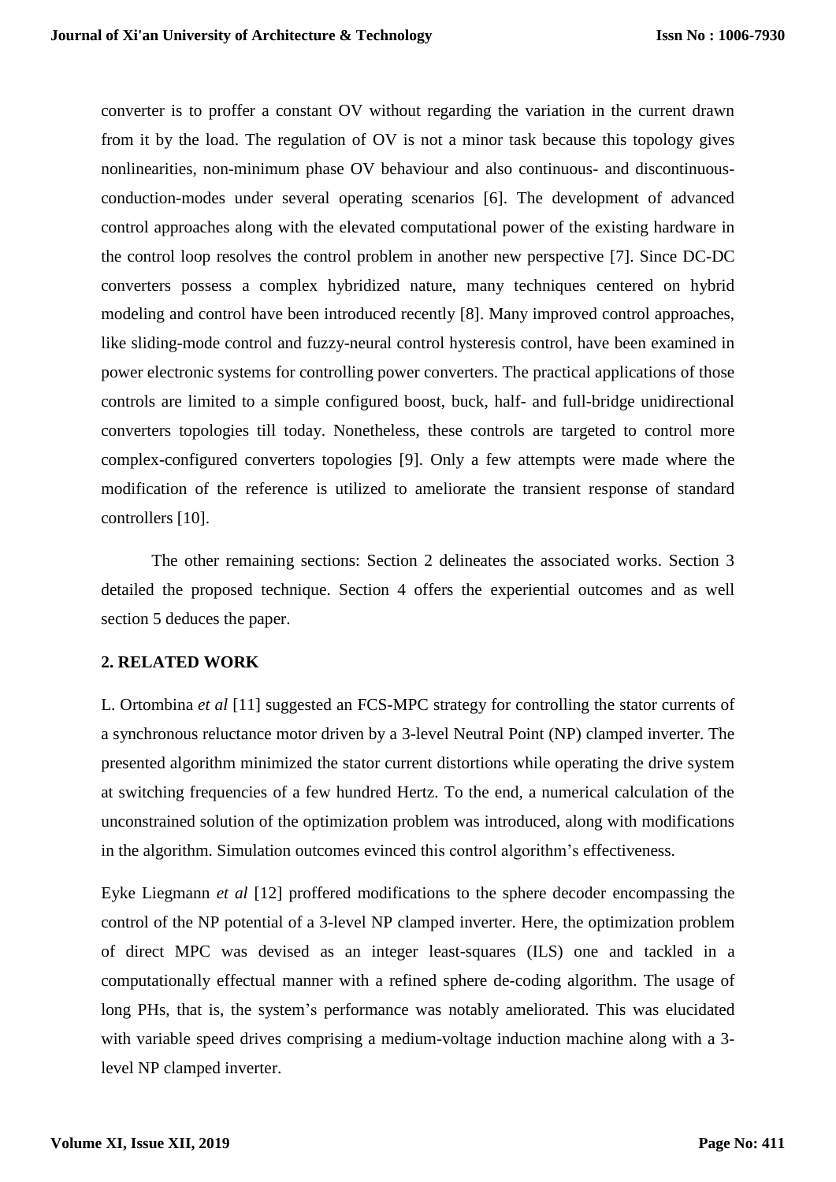converter is to proffer a constant OV without regarding the variation in the current drawn from it by the load. The regulation of OV is not a minor task because this topology gives nonlinearities, non-minimum phase OV behaviour and also continuous- and discontinuous-conduction-modes under several operating scenarios [6]. The development of advanced control approaches along with the elevated computational power of the existing hardware in the control loop resolves the control problem in another new perspective [7]. Since DC-DC converters possess a complex hybridized nature, many techniques centered on hybrid modeling and control have been introduced recently [8]. Many improved control approaches, like sliding-mode control and fuzzy-neural control hysteresis control, have been examined in power electronic systems for controlling power converters. The practical applications of those controls are limited to a simple configured boost, buck, half- and full-bridge unidirectional converters topologies till today. Nonetheless, these controls are targeted to control more complex-configured converters topologies [9]. Only a few attempts were made where the modification of the reference is utilized to ameliorate the transient response of standard controllers [10].

The other remaining sections: Section 2 delineates the associated works. Section 3 detailed the proposed technique. Section 4 offers the experiential outcomes and as well section 5 deduces the paper.

## 2. RELATED WORK

L. Ortombina *et al* [11] suggested an FCS-MPC strategy for controlling the stator currents of a synchronous reluctance motor driven by a 3-level Neutral Point (NP) clamped inverter. The presented algorithm minimized the stator current distortions while operating the drive system at switching frequencies of a few hundred Hertz. To the end, a numerical calculation of the unconstrained solution of the optimization problem was introduced, along with modifications in the algorithm. Simulation outcomes evinced this control algorithm's effectiveness.

Eyke Liegmann *et al* [12] proffered modifications to the sphere decoder encompassing the control of the NP potential of a 3-level NP clamped inverter. Here, the optimization problem of direct MPC was devised as an integer least-squares (ILS) one and tackled in a computationally effectual manner with a refined sphere de-coding algorithm. The usage of long PHs, that is, the system's performance was notably ameliorated. This was elucidated with variable speed drives comprising a medium-voltage induction machine along with a 3-level NP clamped inverter.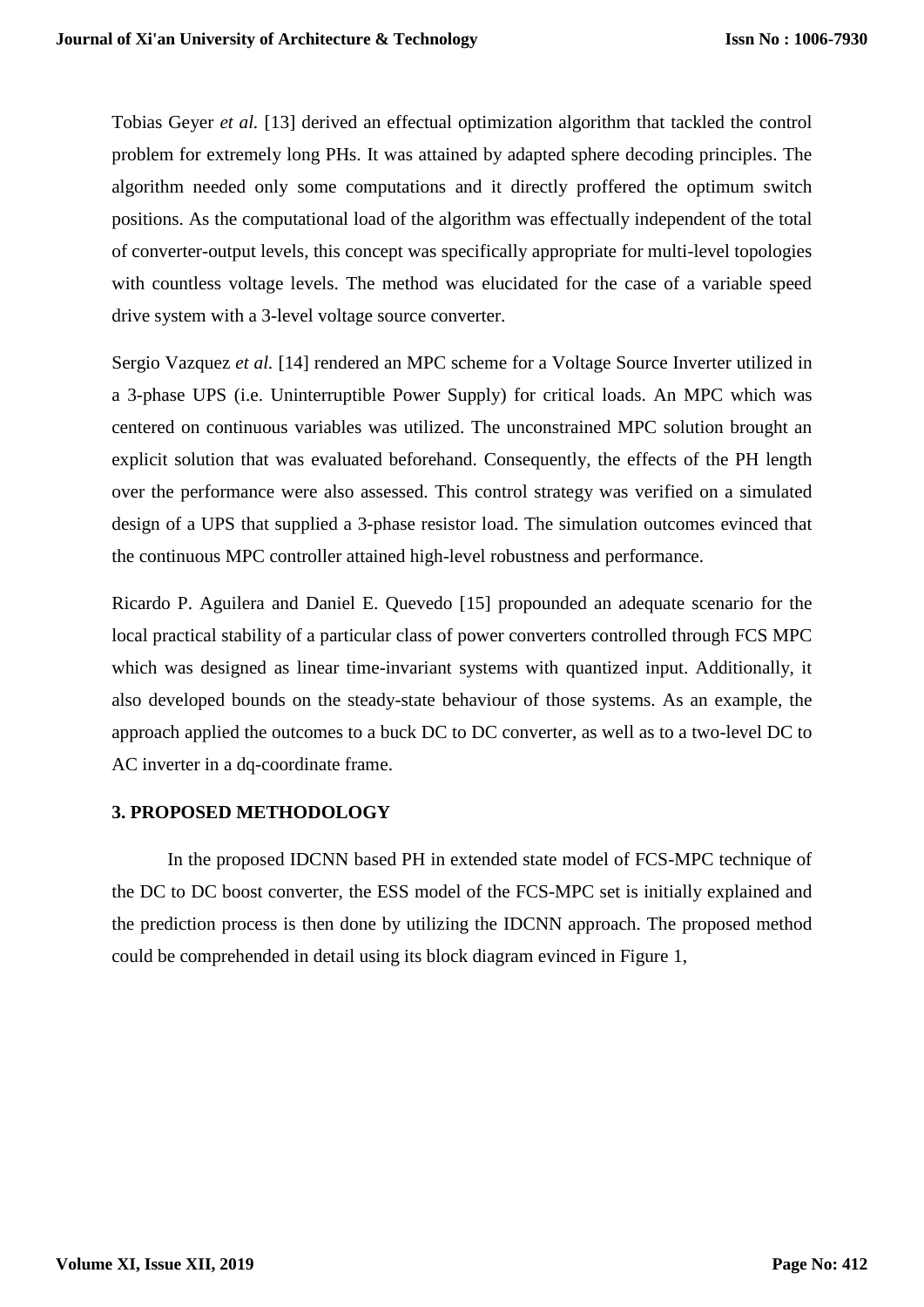Tobias Geyer *et al.* [13] derived an effectual optimization algorithm that tackled the control problem for extremely long PHs. It was attained by adapted sphere decoding principles. The algorithm needed only some computations and it directly proffered the optimum switch positions. As the computational load of the algorithm was effectually independent of the total of converter-output levels, this concept was specifically appropriate for multi-level topologies with countless voltage levels. The method was elucidated for the case of a variable speed drive system with a 3-level voltage source converter.

Sergio Vazquez *et al.* [14] rendered an MPC scheme for a Voltage Source Inverter utilized in a 3-phase UPS (i.e. Uninterruptible Power Supply) for critical loads. An MPC which was centered on continuous variables was utilized. The unconstrained MPC solution brought an explicit solution that was evaluated beforehand. Consequently, the effects of the PH length over the performance were also assessed. This control strategy was verified on a simulated design of a UPS that supplied a 3-phase resistor load. The simulation outcomes evinced that the continuous MPC controller attained high-level robustness and performance.

Ricardo P. Aguilera and Daniel E. Quevedo [15] propounded an adequate scenario for the local practical stability of a particular class of power converters controlled through FCS MPC which was designed as linear time-invariant systems with quantized input. Additionally, it also developed bounds on the steady-state behaviour of those systems. As an example, the approach applied the outcomes to a buck DC to DC converter, as well as to a two-level DC to AC inverter in a dq-coordinate frame.

## 3. PROPOSED METHODOLOGY

In the proposed IDCNN based PH in extended state model of FCS-MPC technique of the DC to DC boost converter, the ESS model of the FCS-MPC set is initially explained and the prediction process is then done by utilizing the IDCNN approach. The proposed method could be comprehended in detail using its block diagram evinced in Figure 1,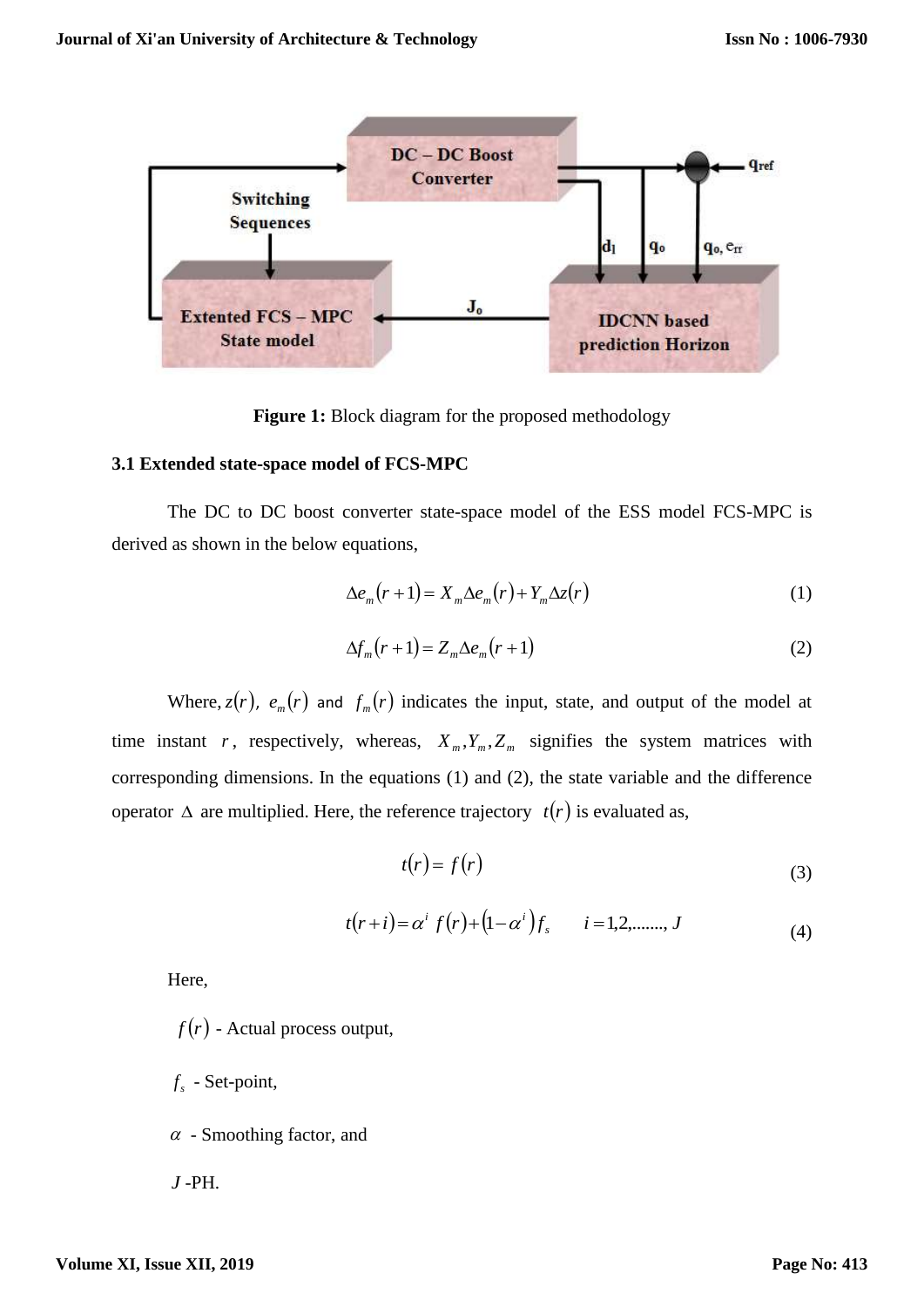Figure 1: Block diagram for the proposed methodology

### 3.1 Extended state-space model of FCS-MPC

The DC to DC boost converter state-space model of the ESS model FCS-MPC is derived as shown in the below equations,

$$\Delta e_m(r+1) = X_m \Delta e_m(r) + Y_m \Delta z(r) \tag{1}$$

$$\Delta f_m(r+1) = Z_m \Delta e_m(r+1) \tag{2}$$

Where, $z(r)$, $e_m(r)$ and $f_m(r)$ indicates the input, state, and output of the model at time instant $r$, respectively, whereas, $X_m, Y_m, Z_m$ signifies the system matrices with corresponding dimensions. In the equations (1) and (2), the state variable and the difference operator $\Delta$ are multiplied. Here, the reference trajectory $t(r)$ is evaluated as,

$$t(r) = f(r) \tag{3}$$

$$t(r+i) = \alpha^i f(r) + (1-\alpha^i) f_s \qquad i = 1,2,......., J \tag{4}$$

Here,

$f(r)$ - Actual process output,

$f_s$ - Set-point,

$\alpha$ - Smoothing factor, and

$J$ -PH.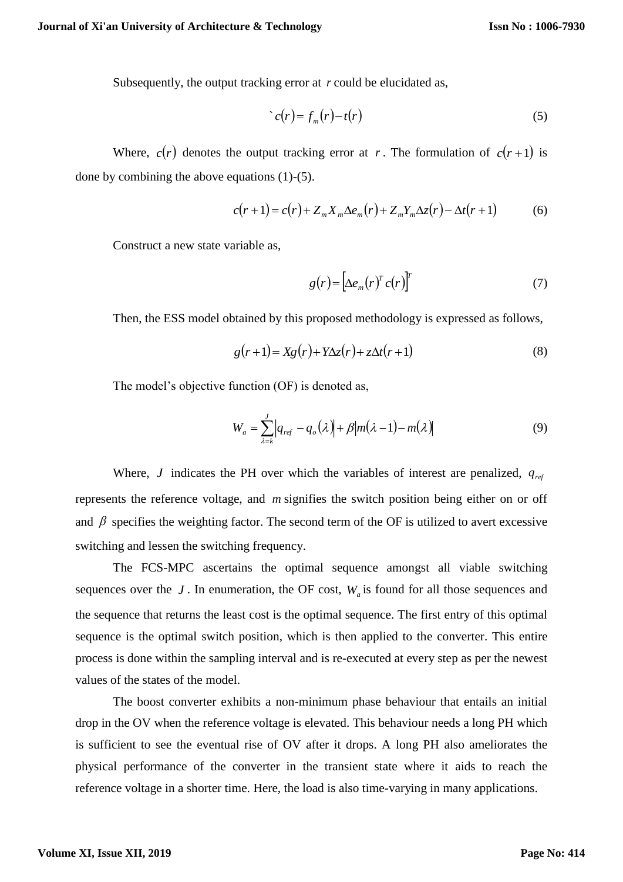Subsequently, the output tracking error at $r$ could be elucidated as,

$$`c(r) = f_m(r) - t(r) \tag{5}$$

Where, $c(r)$ denotes the output tracking error at $r$. The formulation of $c(r+1)$ is done by combining the above equations (1)-(5).

$$c(r+1) = c(r) + Z_m X_m \Delta e_m(r) + Z_m Y_m \Delta z(r) - \Delta t(r+1) \tag{6}$$

Construct a new state variable as,

$$g(r) = \left[\Delta e_m(r)^T c(r)\right]^T \tag{7}$$

Then, the ESS model obtained by this proposed methodology is expressed as follows,

$$g(r+1) = Xg(r) + Y\Delta z(r) + z\Delta t(r+1) \tag{8}$$

The model's objective function (OF) is denoted as,

$$W_a = \sum_{\lambda=k}^{J} \left| q_{ref} - q_o(\lambda) \right| + \beta \left| m(\lambda-1) - m(\lambda) \right| \tag{9}$$

Where, $J$ indicates the PH over which the variables of interest are penalized, $q_{ref}$ represents the reference voltage, and $m$ signifies the switch position being either on or off and $\beta$ specifies the weighting factor. The second term of the OF is utilized to avert excessive switching and lessen the switching frequency.

The FCS-MPC ascertains the optimal sequence amongst all viable switching sequences over the $J$. In enumeration, the OF cost, $W_a$ is found for all those sequences and the sequence that returns the least cost is the optimal sequence. The first entry of this optimal sequence is the optimal switch position, which is then applied to the converter. This entire process is done within the sampling interval and is re-executed at every step as per the newest values of the states of the model.

The boost converter exhibits a non-minimum phase behaviour that entails an initial drop in the OV when the reference voltage is elevated. This behaviour needs a long PH which is sufficient to see the eventual rise of OV after it drops. A long PH also ameliorates the physical performance of the converter in the transient state where it aids to reach the reference voltage in a shorter time. Here, the load is also time-varying in many applications.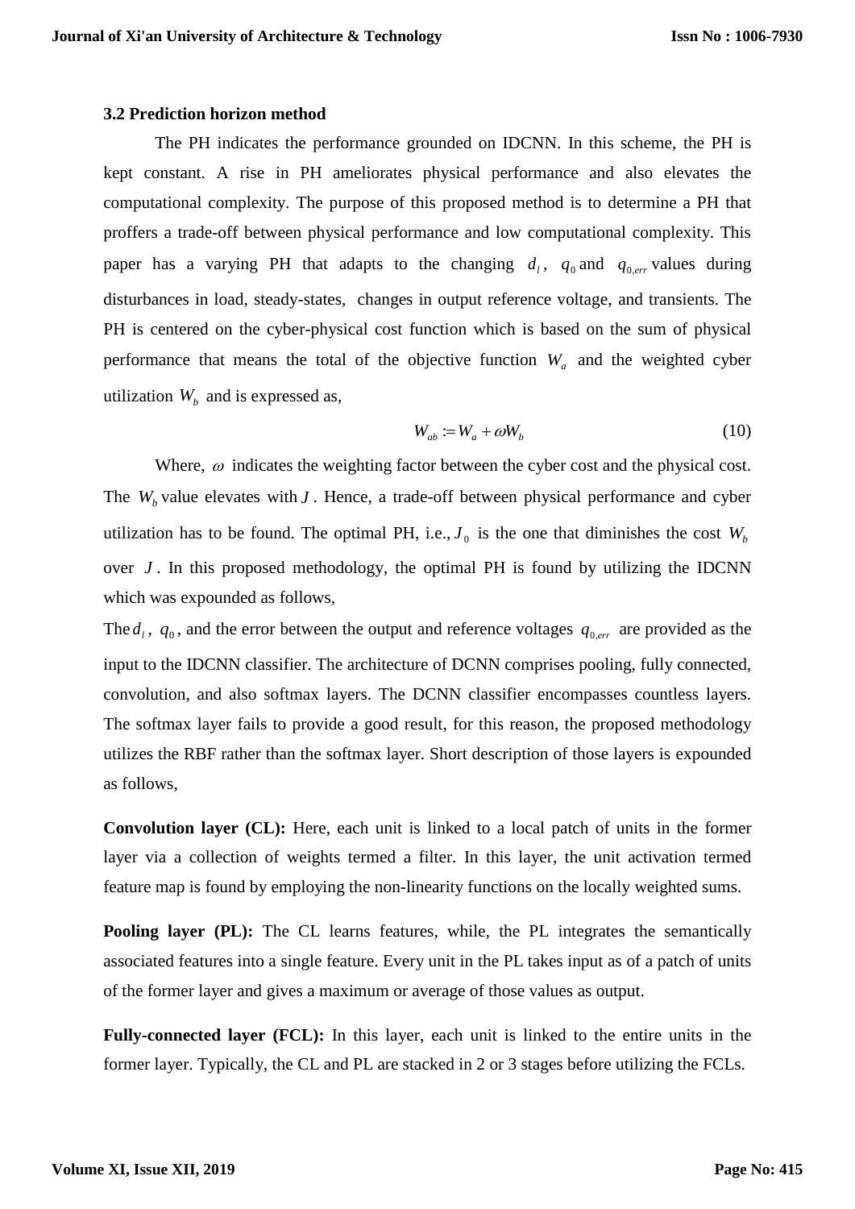### 3.2 Prediction horizon method

The PH indicates the performance grounded on IDCNN. In this scheme, the PH is kept constant. A rise in PH ameliorates physical performance and also elevates the computational complexity. The purpose of this proposed method is to determine a PH that proffers a trade-off between physical performance and low computational complexity. This paper has a varying PH that adapts to the changing $d_l$, $q_0$ and $q_{0,err}$ values during disturbances in load, steady-states, changes in output reference voltage, and transients. The PH is centered on the cyber-physical cost function which is based on the sum of physical performance that means the total of the objective function $W_a$ and the weighted cyber utilization $W_b$ and is expressed as,

$$W_{ab} := W_a + \omega W_b \tag{10}$$

Where, $\omega$ indicates the weighting factor between the cyber cost and the physical cost. The $W_b$ value elevates with $J$. Hence, a trade-off between physical performance and cyber utilization has to be found. The optimal PH, i.e., $J_0$ is the one that diminishes the cost $W_b$ over $J$. In this proposed methodology, the optimal PH is found by utilizing the IDCNN which was expounded as follows,

The $d_l$, $q_0$, and the error between the output and reference voltages $q_{0,err}$ are provided as the input to the IDCNN classifier. The architecture of DCNN comprises pooling, fully connected, convolution, and also softmax layers. The DCNN classifier encompasses countless layers. The softmax layer fails to provide a good result, for this reason, the proposed methodology utilizes the RBF rather than the softmax layer. Short description of those layers is expounded as follows,

**Convolution layer (CL):** Here, each unit is linked to a local patch of units in the former layer via a collection of weights termed a filter. In this layer, the unit activation termed feature map is found by employing the non-linearity functions on the locally weighted sums.

**Pooling layer (PL):** The CL learns features, while, the PL integrates the semantically associated features into a single feature. Every unit in the PL takes input as of a patch of units of the former layer and gives a maximum or average of those values as output.

**Fully-connected layer (FCL):** In this layer, each unit is linked to the entire units in the former layer. Typically, the CL and PL are stacked in 2 or 3 stages before utilizing the FCLs.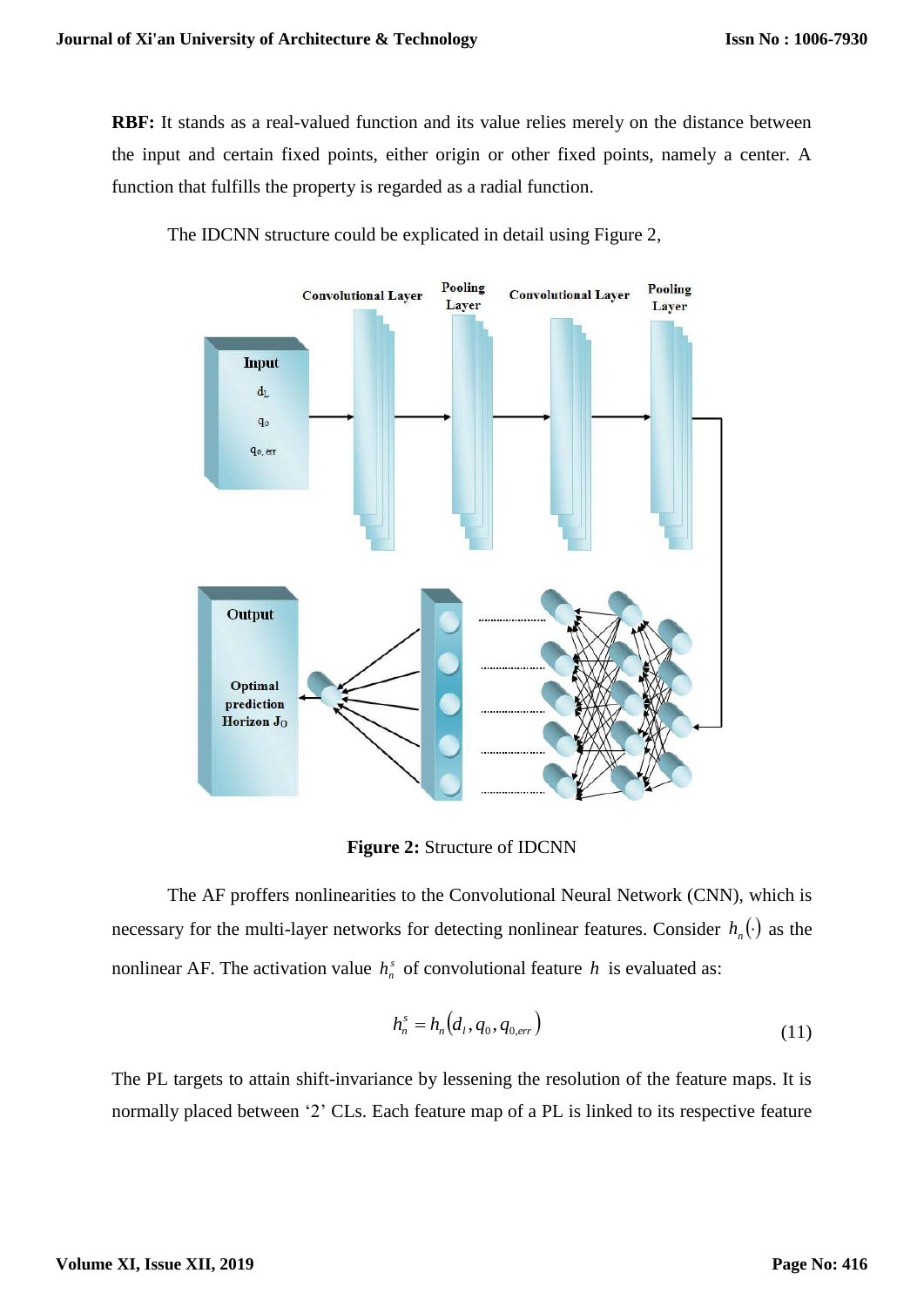**RBF:** It stands as a real-valued function and its value relies merely on the distance between the input and certain fixed points, either origin or other fixed points, namely a center. A function that fulfills the property is regarded as a radial function.

The IDCNN structure could be explicated in detail using Figure 2,

**Figure 2:** Structure of IDCNN

The AF proffers nonlinearities to the Convolutional Neural Network (CNN), which is necessary for the multi-layer networks for detecting nonlinear features. Consider $h_n(\cdot)$ as the nonlinear AF. The activation value $h_n^s$ of convolutional feature $h$ is evaluated as:

$$h_n^s = h_n(d_l, q_0, q_{0,err}) \tag{11}$$

The PL targets to attain shift-invariance by lessening the resolution of the feature maps. It is normally placed between '2' CLs. Each feature map of a PL is linked to its respective feature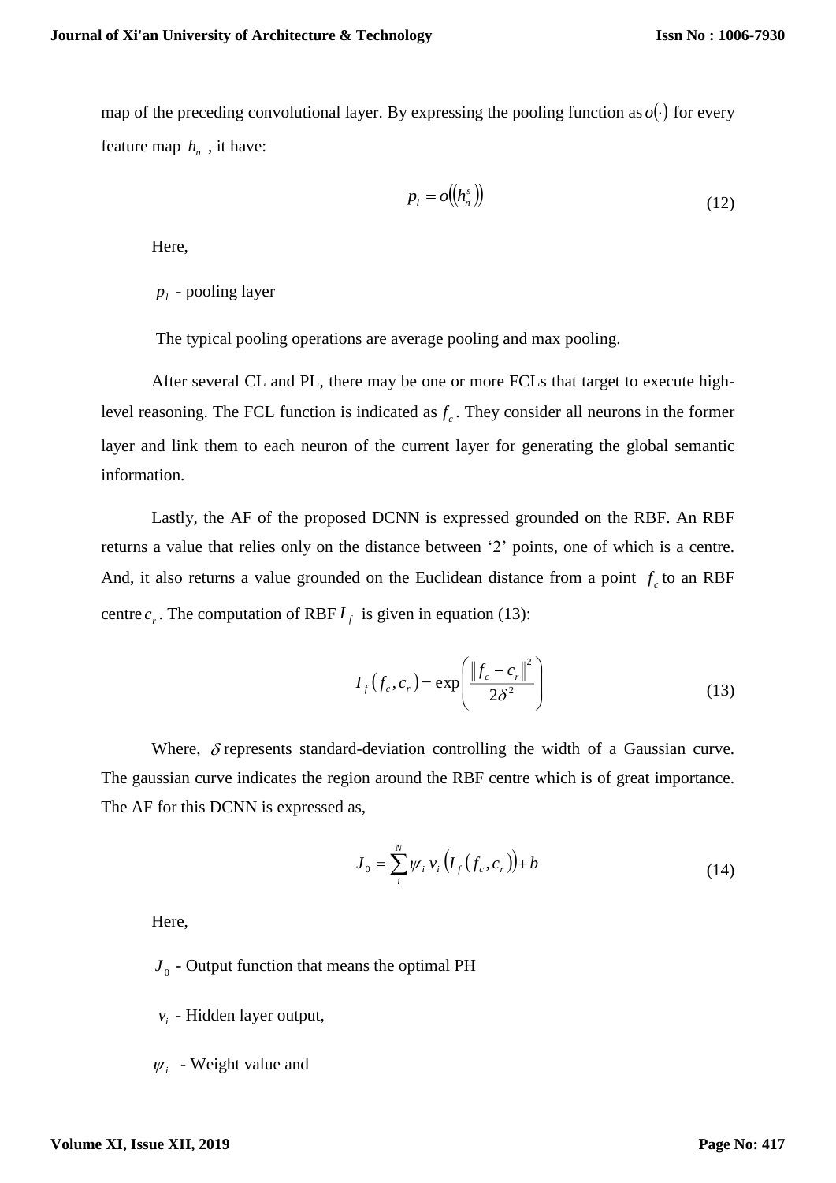map of the preceding convolutional layer. By expressing the pooling function as $o(\cdot)$ for every feature map $h_n$, it have:

$$p_l = o\left(\left(h_n^s\right)\right) \tag{12}$$

Here,

$p_l$ - pooling layer

The typical pooling operations are average pooling and max pooling.

After several CL and PL, there may be one or more FCLs that target to execute high-level reasoning. The FCL function is indicated as $f_c$. They consider all neurons in the former layer and link them to each neuron of the current layer for generating the global semantic information.

Lastly, the AF of the proposed DCNN is expressed grounded on the RBF. An RBF returns a value that relies only on the distance between '2' points, one of which is a centre. And, it also returns a value grounded on the Euclidean distance from a point $f_c$ to an RBF centre $c_r$. The computation of RBF $I_f$ is given in equation (13):

$$I_f\left(f_c, c_r\right) = \exp\left(\frac{\left\| f_c - c_r \right\|^2}{2\delta^2}\right) \tag{13}$$

Where, $\delta$ represents standard-deviation controlling the width of a Gaussian curve. The gaussian curve indicates the region around the RBF centre which is of great importance. The AF for this DCNN is expressed as,

$$J_0 = \sum_{i}^{N} \psi_i \, v_i \left(I_f\left(f_c, c_r\right)\right) + b \tag{14}$$

Here,

$J_0$ - Output function that means the optimal PH

$v_i$ - Hidden layer output,

$\psi_i$ - Weight value and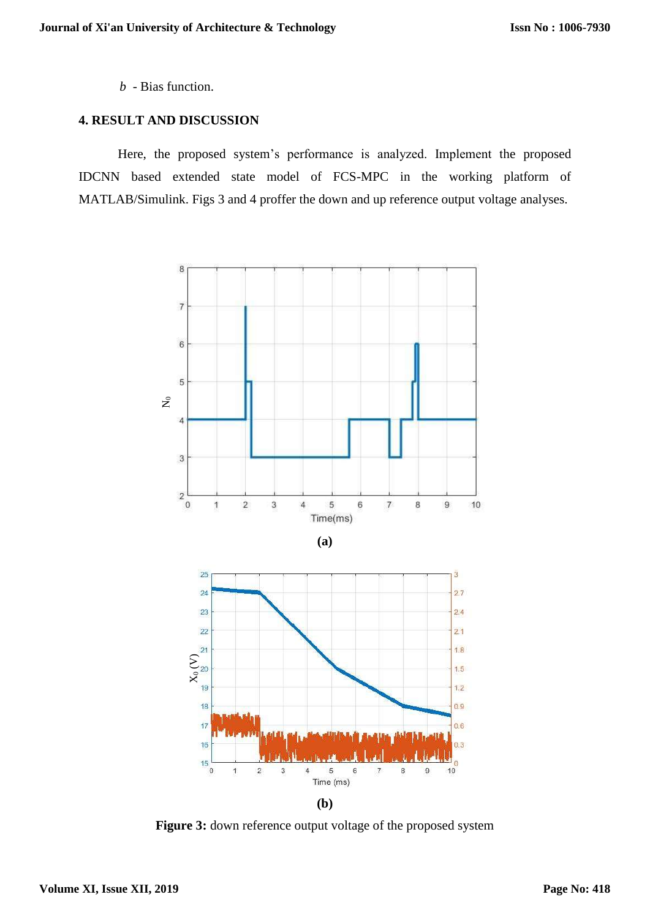$b$ - Bias function.

## 4. RESULT AND DISCUSSION

Here, the proposed system's performance is analyzed. Implement the proposed IDCNN based extended state model of FCS-MPC in the working platform of MATLAB/Simulink. Figs 3 and 4 proffer the down and up reference output voltage analyses.

**(a)**

**(b)**

**Figure 3:** down reference output voltage of the proposed system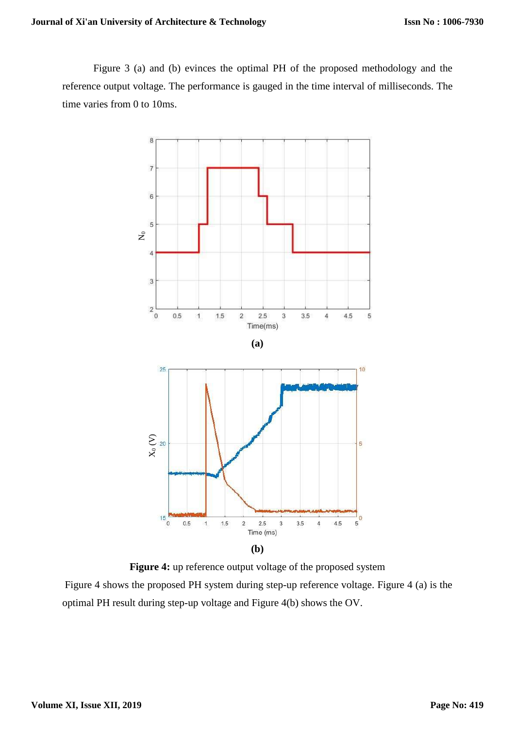Figure 3 (a) and (b) evinces the optimal PH of the proposed methodology and the reference output voltage. The performance is gauged in the time interval of milliseconds. The time varies from 0 to 10ms.

**(a)**

**(b)**

**Figure 4:** up reference output voltage of the proposed system

Figure 4 shows the proposed PH system during step-up reference voltage. Figure 4 (a) is the optimal PH result during step-up voltage and Figure 4(b) shows the OV.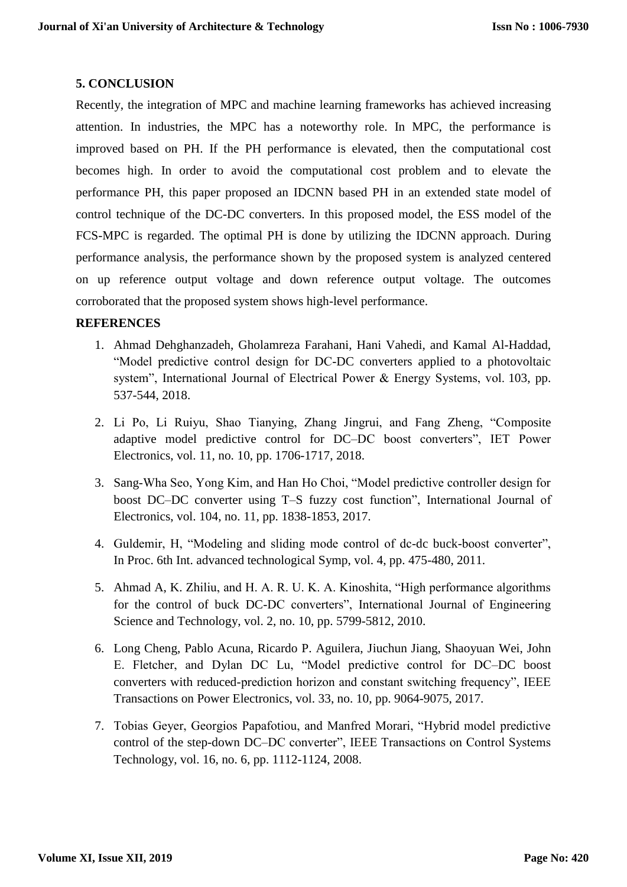## 5. CONCLUSION

Recently, the integration of MPC and machine learning frameworks has achieved increasing attention. In industries, the MPC has a noteworthy role. In MPC, the performance is improved based on PH. If the PH performance is elevated, then the computational cost becomes high. In order to avoid the computational cost problem and to elevate the performance PH, this paper proposed an IDCNN based PH in an extended state model of control technique of the DC-DC converters. In this proposed model, the ESS model of the FCS-MPC is regarded. The optimal PH is done by utilizing the IDCNN approach. During performance analysis, the performance shown by the proposed system is analyzed centered on up reference output voltage and down reference output voltage. The outcomes corroborated that the proposed system shows high-level performance.

## REFERENCES

1. Ahmad Dehghanzadeh, Gholamreza Farahani, Hani Vahedi, and Kamal Al-Haddad, "Model predictive control design for DC-DC converters applied to a photovoltaic system", International Journal of Electrical Power & Energy Systems, vol. 103, pp. 537-544, 2018.

2. Li Po, Li Ruiyu, Shao Tianying, Zhang Jingrui, and Fang Zheng, "Composite adaptive model predictive control for DC–DC boost converters", IET Power Electronics, vol. 11, no. 10, pp. 1706-1717, 2018.

3. Sang-Wha Seo, Yong Kim, and Han Ho Choi, "Model predictive controller design for boost DC–DC converter using T–S fuzzy cost function", International Journal of Electronics, vol. 104, no. 11, pp. 1838-1853, 2017.

4. Guldemir, H, "Modeling and sliding mode control of dc-dc buck-boost converter", In Proc. 6th Int. advanced technological Symp, vol. 4, pp. 475-480, 2011.

5. Ahmad A, K. Zhiliu, and H. A. R. U. K. A. Kinoshita, "High performance algorithms for the control of buck DC-DC converters", International Journal of Engineering Science and Technology, vol. 2, no. 10, pp. 5799-5812, 2010.

6. Long Cheng, Pablo Acuna, Ricardo P. Aguilera, Jiuchun Jiang, Shaoyuan Wei, John E. Fletcher, and Dylan DC Lu, "Model predictive control for DC–DC boost converters with reduced-prediction horizon and constant switching frequency", IEEE Transactions on Power Electronics, vol. 33, no. 10, pp. 9064-9075, 2017.

7. Tobias Geyer, Georgios Papafotiou, and Manfred Morari, "Hybrid model predictive control of the step-down DC–DC converter", IEEE Transactions on Control Systems Technology, vol. 16, no. 6, pp. 1112-1124, 2008.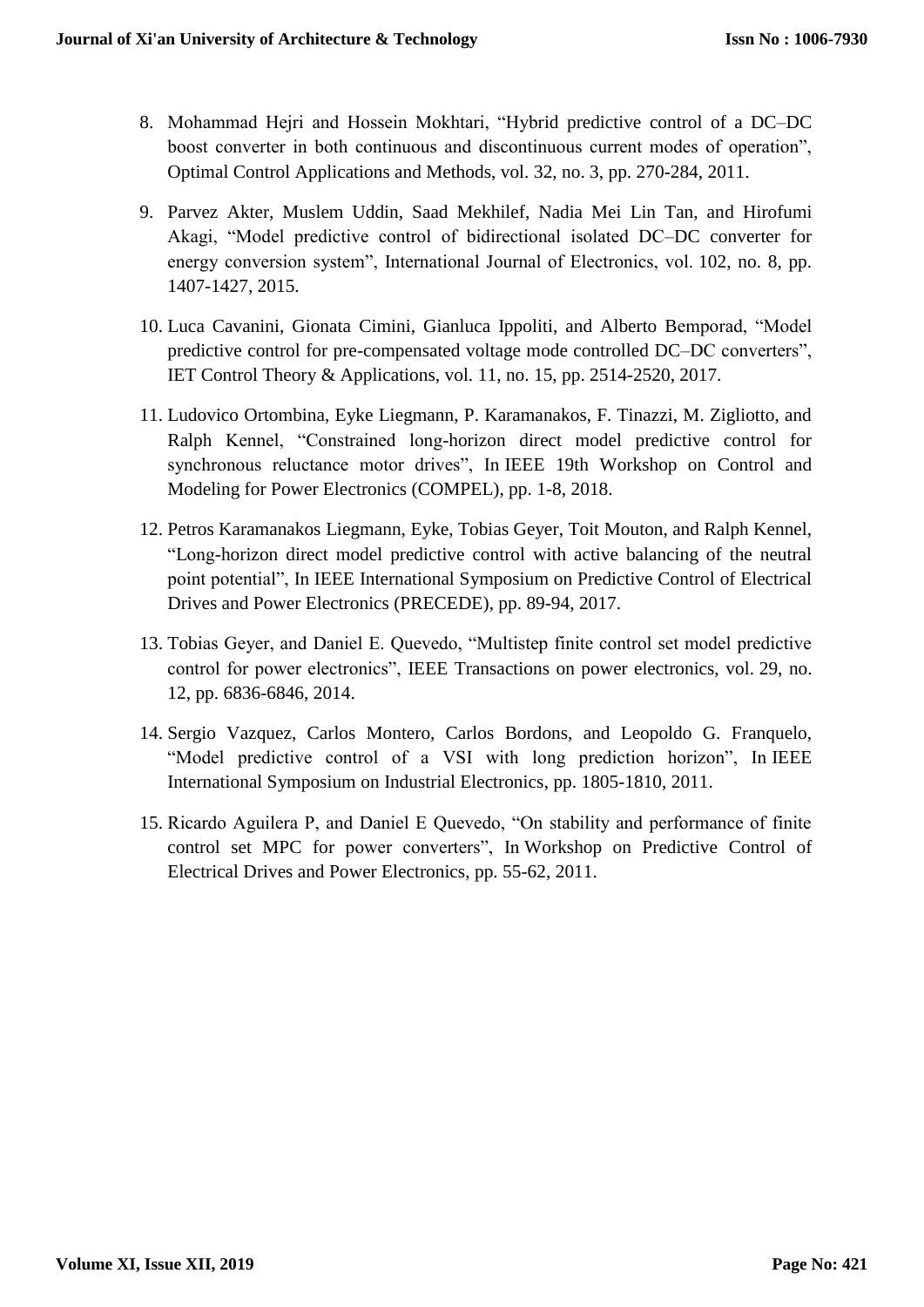8. Mohammad Hejri and Hossein Mokhtari, “Hybrid predictive control of a DC–DC boost converter in both continuous and discontinuous current modes of operation”, Optimal Control Applications and Methods, vol. 32, no. 3, pp. 270-284, 2011.

9. Parvez Akter, Muslem Uddin, Saad Mekhilef, Nadia Mei Lin Tan, and Hirofumi Akagi, “Model predictive control of bidirectional isolated DC–DC converter for energy conversion system”, International Journal of Electronics, vol. 102, no. 8, pp. 1407-1427, 2015.

10. Luca Cavanini, Gionata Cimini, Gianluca Ippoliti, and Alberto Bemporad, “Model predictive control for pre-compensated voltage mode controlled DC–DC converters”, IET Control Theory & Applications, vol. 11, no. 15, pp. 2514-2520, 2017.

11. Ludovico Ortombina, Eyke Liegmann, P. Karamanakos, F. Tinazzi, M. Zigliotto, and Ralph Kennel, “Constrained long-horizon direct model predictive control for synchronous reluctance motor drives”, In IEEE 19th Workshop on Control and Modeling for Power Electronics (COMPEL), pp. 1-8, 2018.

12. Petros Karamanakos Liegmann, Eyke, Tobias Geyer, Toit Mouton, and Ralph Kennel, “Long-horizon direct model predictive control with active balancing of the neutral point potential”, In IEEE International Symposium on Predictive Control of Electrical Drives and Power Electronics (PRECEDE), pp. 89-94, 2017.

13. Tobias Geyer, and Daniel E. Quevedo, “Multistep finite control set model predictive control for power electronics”, IEEE Transactions on power electronics, vol. 29, no. 12, pp. 6836-6846, 2014.

14. Sergio Vazquez, Carlos Montero, Carlos Bordons, and Leopoldo G. Franquelo, “Model predictive control of a VSI with long prediction horizon”, In IEEE International Symposium on Industrial Electronics, pp. 1805-1810, 2011.

15. Ricardo Aguilera P, and Daniel E Quevedo, “On stability and performance of finite control set MPC for power converters”, In Workshop on Predictive Control of Electrical Drives and Power Electronics, pp. 55-62, 2011.